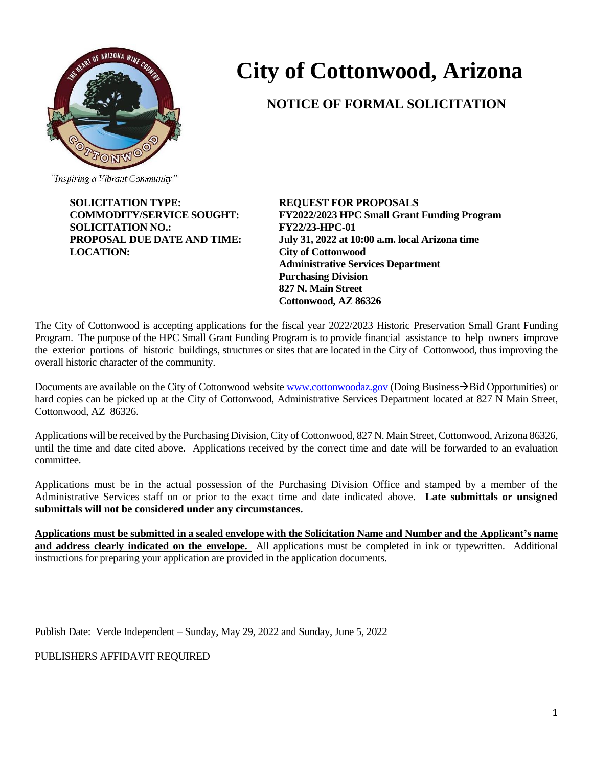# City of Cottonwood, Arizona

## NOTICE OF FORMAL SOLICITATION

"Inspiring a Vibrant Community"

| | |
|---|---|
| **SOLICITATION TYPE:** | **REQUEST FOR PROPOSALS** |
| **COMMODITY/SERVICE SOUGHT:** | **FY2022/2023 HPC Small Grant Funding Program** |
| **SOLICITATION NO.:** | **FY22/23-HPC-01** |
| **PROPOSAL DUE DATE AND TIME:** | **July 31, 2022 at 10:00 a.m. local Arizona time** |
| **LOCATION:** | **City of Cottonwood**<br>**Administrative Services Department**<br>**Purchasing Division**<br>**827 N. Main Street**<br>**Cottonwood, AZ 86326** |

The City of Cottonwood is accepting applications for the fiscal year 2022/2023 Historic Preservation Small Grant Funding Program. The purpose of the HPC Small Grant Funding Program is to provide financial assistance to help owners improve the exterior portions of historic buildings, structures or sites that are located in the City of Cottonwood, thus improving the overall historic character of the community.

Documents are available on the City of Cottonwood website www.cottonwoodaz.gov (Doing Business→Bid Opportunities) or hard copies can be picked up at the City of Cottonwood, Administrative Services Department located at 827 N Main Street, Cottonwood, AZ 86326.

Applications will be received by the Purchasing Division, City of Cottonwood, 827 N. Main Street, Cottonwood, Arizona 86326, until the time and date cited above. Applications received by the correct time and date will be forwarded to an evaluation committee.

Applications must be in the actual possession of the Purchasing Division Office and stamped by a member of the Administrative Services staff on or prior to the exact time and date indicated above. **Late submittals or unsigned submittals will not be considered under any circumstances.**

**Applications must be submitted in a sealed envelope with the Solicitation Name and Number and the Applicant's name and address clearly indicated on the envelope.** All applications must be completed in ink or typewritten. Additional instructions for preparing your application are provided in the application documents.

Publish Date: Verde Independent – Sunday, May 29, 2022 and Sunday, June 5, 2022

PUBLISHERS AFFIDAVIT REQUIRED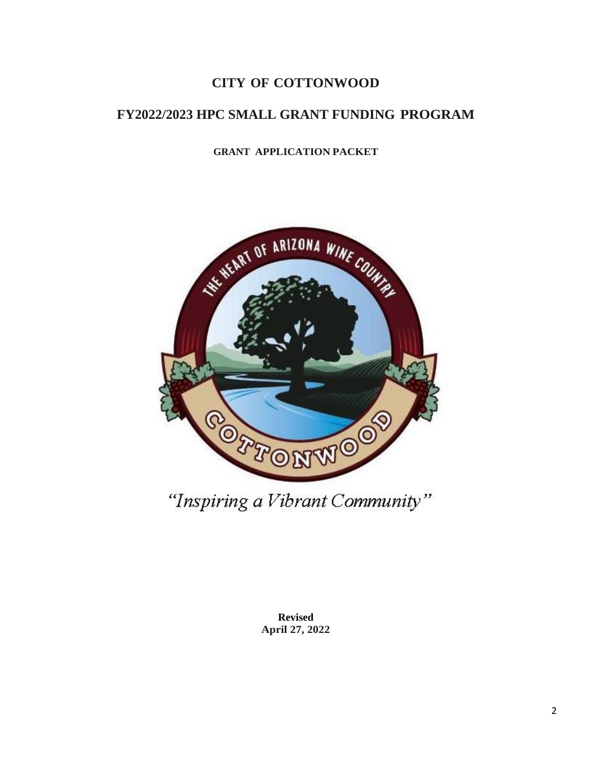# CITY OF COTTONWOOD

## FY2022/2023 HPC SMALL GRANT FUNDING PROGRAM

### GRANT APPLICATION PACKET

*"Inspiring a Vibrant Community"*

**Revised**
**April 27, 2022**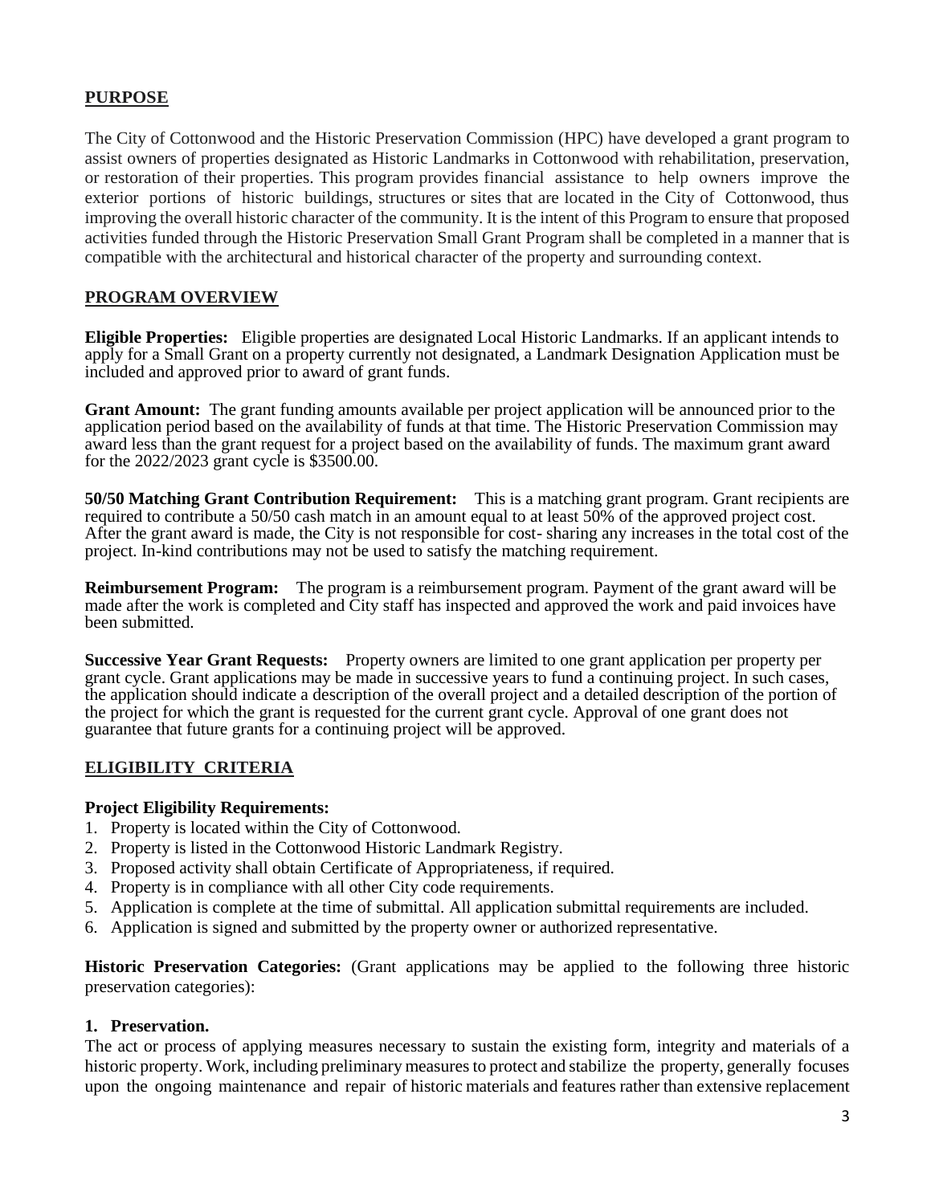## PURPOSE

The City of Cottonwood and the Historic Preservation Commission (HPC) have developed a grant program to assist owners of properties designated as Historic Landmarks in Cottonwood with rehabilitation, preservation, or restoration of their properties. This program provides financial assistance to help owners improve the exterior portions of historic buildings, structures or sites that are located in the City of Cottonwood, thus improving the overall historic character of the community. It is the intent of this Program to ensure that proposed activities funded through the Historic Preservation Small Grant Program shall be completed in a manner that is compatible with the architectural and historical character of the property and surrounding context.

## PROGRAM OVERVIEW

**Eligible Properties:** Eligible properties are designated Local Historic Landmarks. If an applicant intends to apply for a Small Grant on a property currently not designated, a Landmark Designation Application must be included and approved prior to award of grant funds.

**Grant Amount:** The grant funding amounts available per project application will be announced prior to the application period based on the availability of funds at that time. The Historic Preservation Commission may award less than the grant request for a project based on the availability of funds. The maximum grant award for the 2022/2023 grant cycle is $3500.00.

**50/50 Matching Grant Contribution Requirement:** This is a matching grant program. Grant recipients are required to contribute a 50/50 cash match in an amount equal to at least 50% of the approved project cost. After the grant award is made, the City is not responsible for cost- sharing any increases in the total cost of the project. In-kind contributions may not be used to satisfy the matching requirement.

**Reimbursement Program:** The program is a reimbursement program. Payment of the grant award will be made after the work is completed and City staff has inspected and approved the work and paid invoices have been submitted.

**Successive Year Grant Requests:** Property owners are limited to one grant application per property per grant cycle. Grant applications may be made in successive years to fund a continuing project. In such cases, the application should indicate a description of the overall project and a detailed description of the portion of the project for which the grant is requested for the current grant cycle. Approval of one grant does not guarantee that future grants for a continuing project will be approved.

## ELIGIBILITY CRITERIA

**Project Eligibility Requirements:**

1. Property is located within the City of Cottonwood.
2. Property is listed in the Cottonwood Historic Landmark Registry.
3. Proposed activity shall obtain Certificate of Appropriateness, if required.
4. Property is in compliance with all other City code requirements.
5. Application is complete at the time of submittal. All application submittal requirements are included.
6. Application is signed and submitted by the property owner or authorized representative.

**Historic Preservation Categories:** (Grant applications may be applied to the following three historic preservation categories):

**1. Preservation.**

The act or process of applying measures necessary to sustain the existing form, integrity and materials of a historic property. Work, including preliminary measures to protect and stabilize the property, generally focuses upon the ongoing maintenance and repair of historic materials and features rather than extensive replacement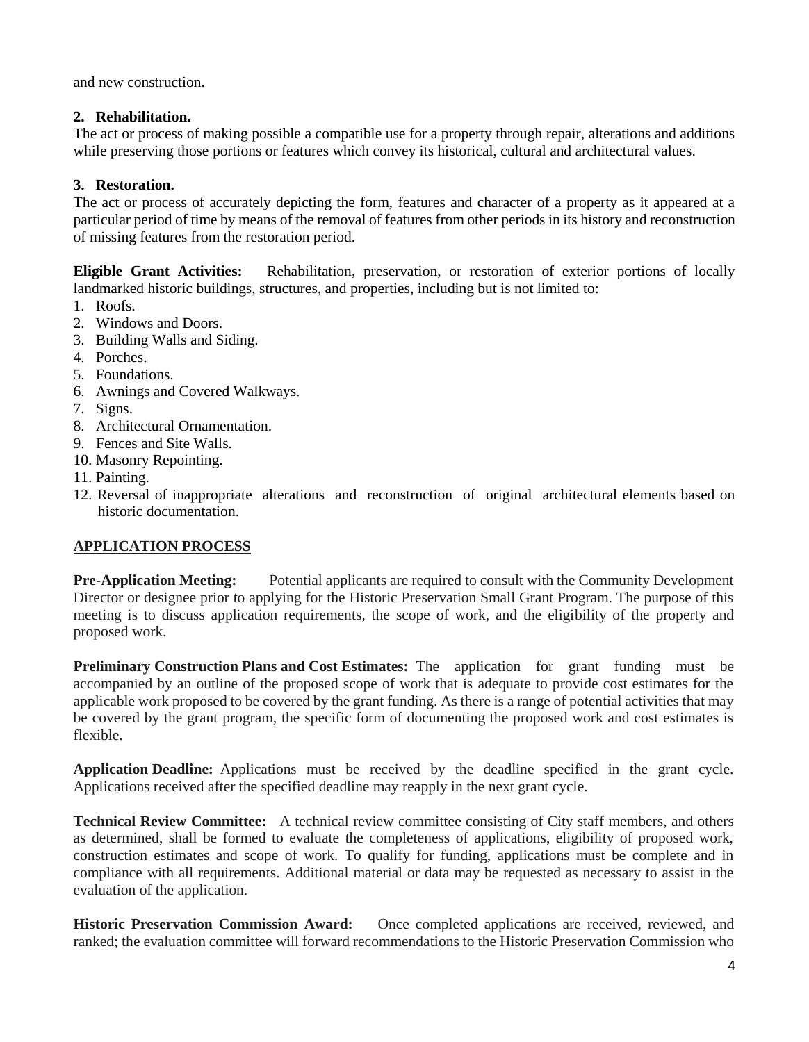and new construction.

**2. Rehabilitation.**
The act or process of making possible a compatible use for a property through repair, alterations and additions while preserving those portions or features which convey its historical, cultural and architectural values.

**3. Restoration.**
The act or process of accurately depicting the form, features and character of a property as it appeared at a particular period of time by means of the removal of features from other periods in its history and reconstruction of missing features from the restoration period.

**Eligible Grant Activities:** Rehabilitation, preservation, or restoration of exterior portions of locally landmarked historic buildings, structures, and properties, including but is not limited to:

1. Roofs.
2. Windows and Doors.
3. Building Walls and Siding.
4. Porches.
5. Foundations.
6. Awnings and Covered Walkways.
7. Signs.
8. Architectural Ornamentation.
9. Fences and Site Walls.
10. Masonry Repointing.
11. Painting.
12. Reversal of inappropriate alterations and reconstruction of original architectural elements based on historic documentation.

## APPLICATION PROCESS

**Pre-Application Meeting:** Potential applicants are required to consult with the Community Development Director or designee prior to applying for the Historic Preservation Small Grant Program. The purpose of this meeting is to discuss application requirements, the scope of work, and the eligibility of the property and proposed work.

**Preliminary Construction Plans and Cost Estimates:** The application for grant funding must be accompanied by an outline of the proposed scope of work that is adequate to provide cost estimates for the applicable work proposed to be covered by the grant funding. As there is a range of potential activities that may be covered by the grant program, the specific form of documenting the proposed work and cost estimates is flexible.

**Application Deadline:** Applications must be received by the deadline specified in the grant cycle. Applications received after the specified deadline may reapply in the next grant cycle.

**Technical Review Committee:** A technical review committee consisting of City staff members, and others as determined, shall be formed to evaluate the completeness of applications, eligibility of proposed work, construction estimates and scope of work. To qualify for funding, applications must be complete and in compliance with all requirements. Additional material or data may be requested as necessary to assist in the evaluation of the application.

**Historic Preservation Commission Award:** Once completed applications are received, reviewed, and ranked; the evaluation committee will forward recommendations to the Historic Preservation Commission who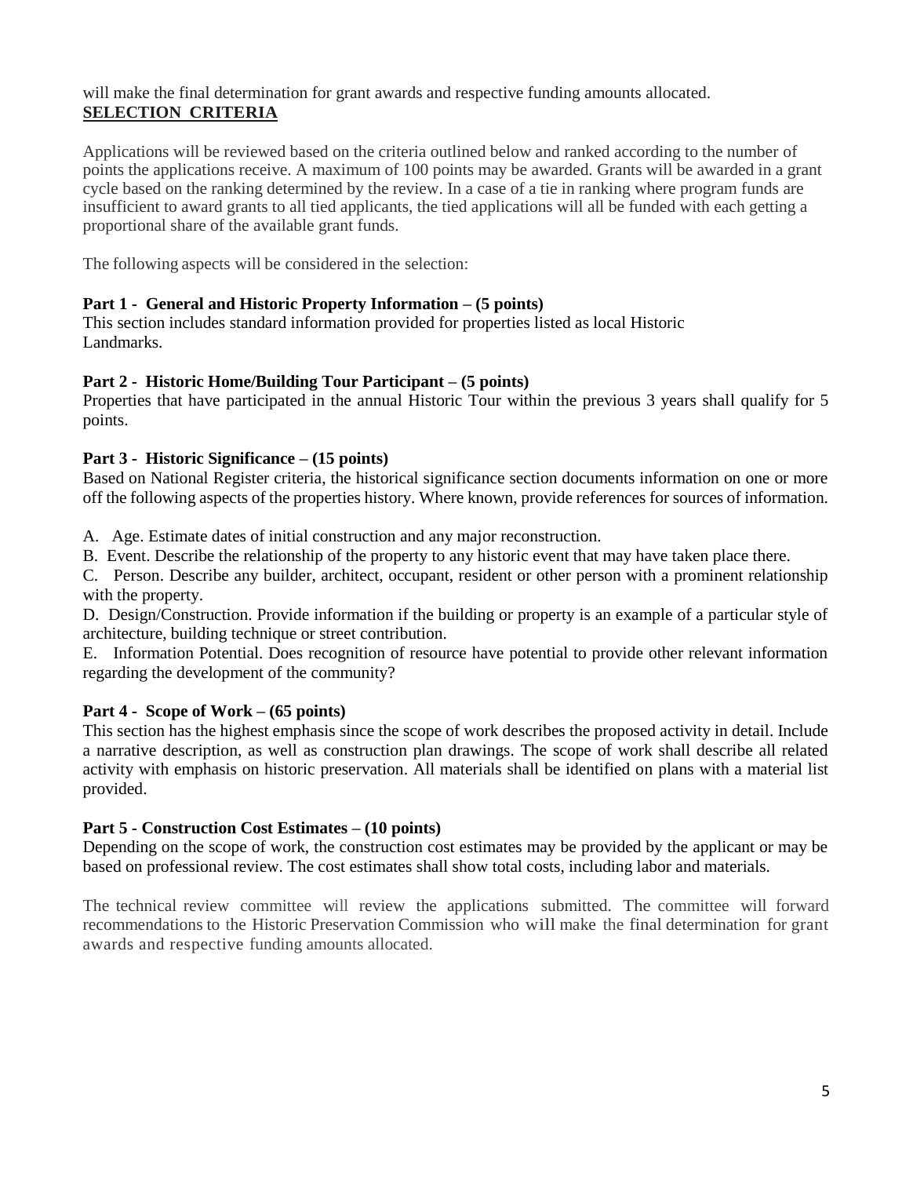will make the final determination for grant awards and respective funding amounts allocated.

## SELECTION CRITERIA

Applications will be reviewed based on the criteria outlined below and ranked according to the number of points the applications receive. A maximum of 100 points may be awarded. Grants will be awarded in a grant cycle based on the ranking determined by the review. In a case of a tie in ranking where program funds are insufficient to award grants to all tied applicants, the tied applications will all be funded with each getting a proportional share of the available grant funds.

The following aspects will be considered in the selection:

**Part 1 - General and Historic Property Information – (5 points)**
This section includes standard information provided for properties listed as local Historic Landmarks.

**Part 2 - Historic Home/Building Tour Participant – (5 points)**
Properties that have participated in the annual Historic Tour within the previous 3 years shall qualify for 5 points.

**Part 3 - Historic Significance – (15 points)**
Based on National Register criteria, the historical significance section documents information on one or more off the following aspects of the properties history. Where known, provide references for sources of information.

A. Age. Estimate dates of initial construction and any major reconstruction.
B. Event. Describe the relationship of the property to any historic event that may have taken place there.
C. Person. Describe any builder, architect, occupant, resident or other person with a prominent relationship with the property.
D. Design/Construction. Provide information if the building or property is an example of a particular style of architecture, building technique or street contribution.
E. Information Potential. Does recognition of resource have potential to provide other relevant information regarding the development of the community?

**Part 4 - Scope of Work – (65 points)**
This section has the highest emphasis since the scope of work describes the proposed activity in detail. Include a narrative description, as well as construction plan drawings. The scope of work shall describe all related activity with emphasis on historic preservation. All materials shall be identified on plans with a material list provided.

**Part 5 - Construction Cost Estimates – (10 points)**
Depending on the scope of work, the construction cost estimates may be provided by the applicant or may be based on professional review. The cost estimates shall show total costs, including labor and materials.

The technical review committee will review the applications submitted. The committee will forward recommendations to the Historic Preservation Commission who will make the final determination for grant awards and respective funding amounts allocated.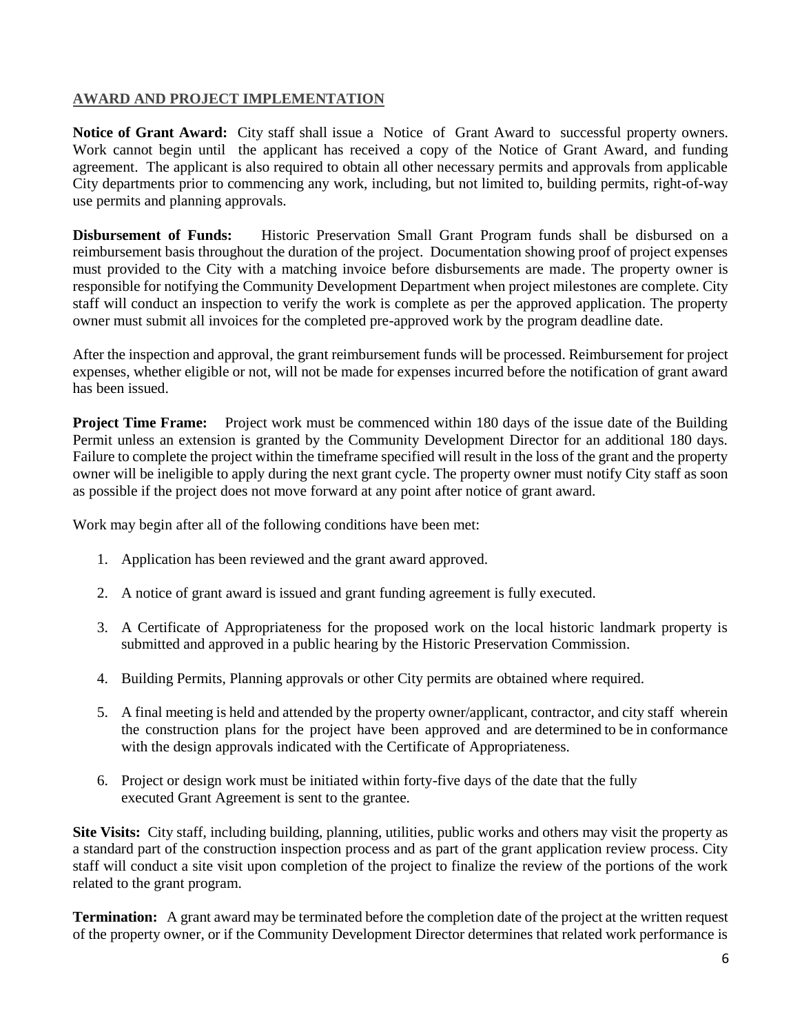## AWARD AND PROJECT IMPLEMENTATION

**Notice of Grant Award:** City staff shall issue a Notice of Grant Award to successful property owners. Work cannot begin until the applicant has received a copy of the Notice of Grant Award, and funding agreement. The applicant is also required to obtain all other necessary permits and approvals from applicable City departments prior to commencing any work, including, but not limited to, building permits, right-of-way use permits and planning approvals.

**Disbursement of Funds:** Historic Preservation Small Grant Program funds shall be disbursed on a reimbursement basis throughout the duration of the project. Documentation showing proof of project expenses must provided to the City with a matching invoice before disbursements are made. The property owner is responsible for notifying the Community Development Department when project milestones are complete. City staff will conduct an inspection to verify the work is complete as per the approved application. The property owner must submit all invoices for the completed pre-approved work by the program deadline date.

After the inspection and approval, the grant reimbursement funds will be processed. Reimbursement for project expenses, whether eligible or not, will not be made for expenses incurred before the notification of grant award has been issued.

**Project Time Frame:** Project work must be commenced within 180 days of the issue date of the Building Permit unless an extension is granted by the Community Development Director for an additional 180 days. Failure to complete the project within the timeframe specified will result in the loss of the grant and the property owner will be ineligible to apply during the next grant cycle. The property owner must notify City staff as soon as possible if the project does not move forward at any point after notice of grant award.

Work may begin after all of the following conditions have been met:

1. Application has been reviewed and the grant award approved.
2. A notice of grant award is issued and grant funding agreement is fully executed.
3. A Certificate of Appropriateness for the proposed work on the local historic landmark property is submitted and approved in a public hearing by the Historic Preservation Commission.
4. Building Permits, Planning approvals or other City permits are obtained where required.
5. A final meeting is held and attended by the property owner/applicant, contractor, and city staff wherein the construction plans for the project have been approved and are determined to be in conformance with the design approvals indicated with the Certificate of Appropriateness.
6. Project or design work must be initiated within forty-five days of the date that the fully executed Grant Agreement is sent to the grantee.

**Site Visits:** City staff, including building, planning, utilities, public works and others may visit the property as a standard part of the construction inspection process and as part of the grant application review process. City staff will conduct a site visit upon completion of the project to finalize the review of the portions of the work related to the grant program.

**Termination:** A grant award may be terminated before the completion date of the project at the written request of the property owner, or if the Community Development Director determines that related work performance is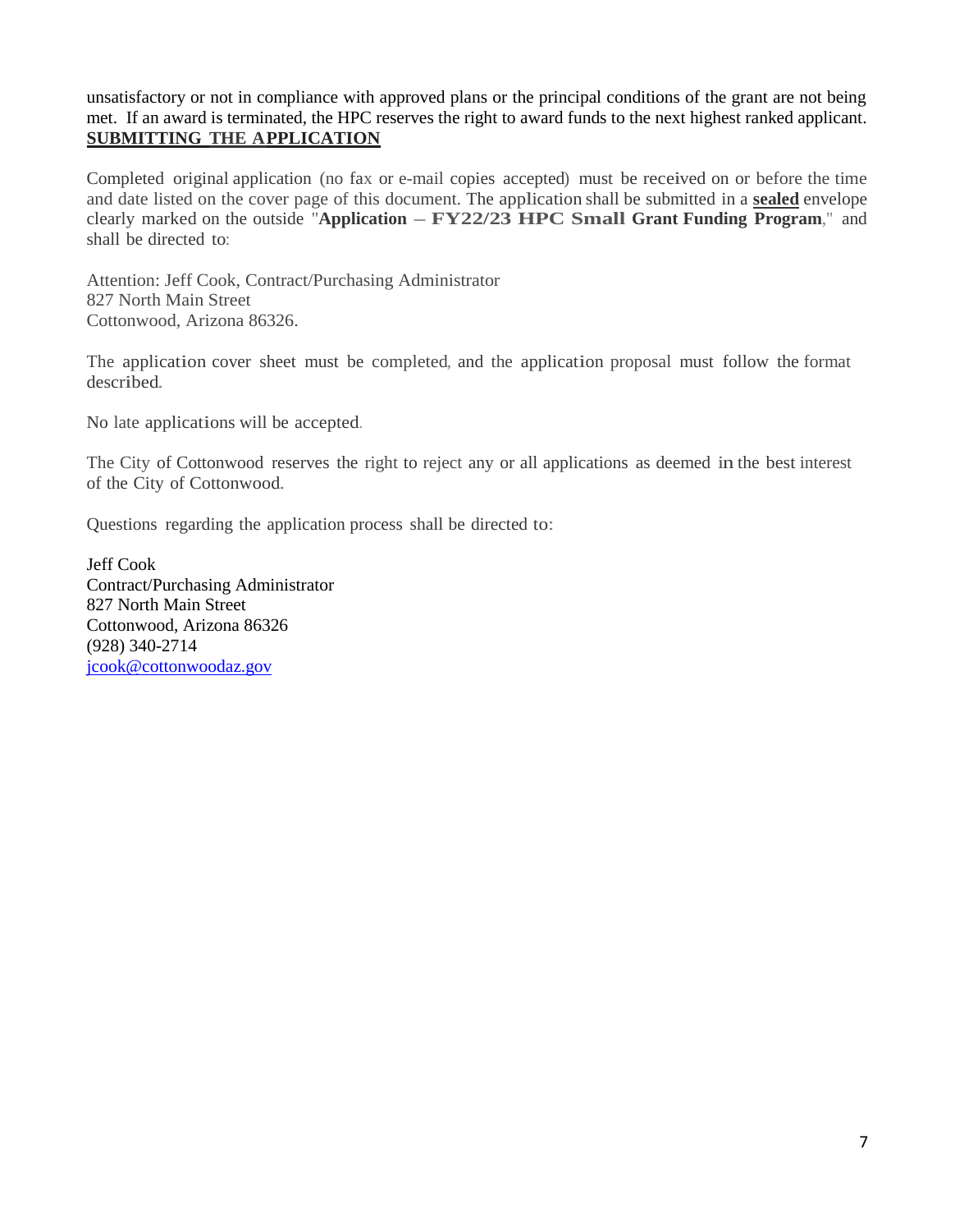unsatisfactory or not in compliance with approved plans or the principal conditions of the grant are not being met. If an award is terminated, the HPC reserves the right to award funds to the next highest ranked applicant.

## SUBMITTING THE APPLICATION

Completed original application (no fax or e-mail copies accepted) must be received on or before the time and date listed on the cover page of this document. The application shall be submitted in a **sealed** envelope clearly marked on the outside "**Application – FY22/23 HPC Small Grant Funding Program**," and shall be directed to:

Attention: Jeff Cook, Contract/Purchasing Administrator
827 North Main Street
Cottonwood, Arizona 86326.

The application cover sheet must be completed, and the application proposal must follow the format described.

No late applications will be accepted.

The City of Cottonwood reserves the right to reject any or all applications as deemed in the best interest of the City of Cottonwood.

Questions regarding the application process shall be directed to:

Jeff Cook
Contract/Purchasing Administrator
827 North Main Street
Cottonwood, Arizona 86326
(928) 340-2714
jcook@cottonwoodaz.gov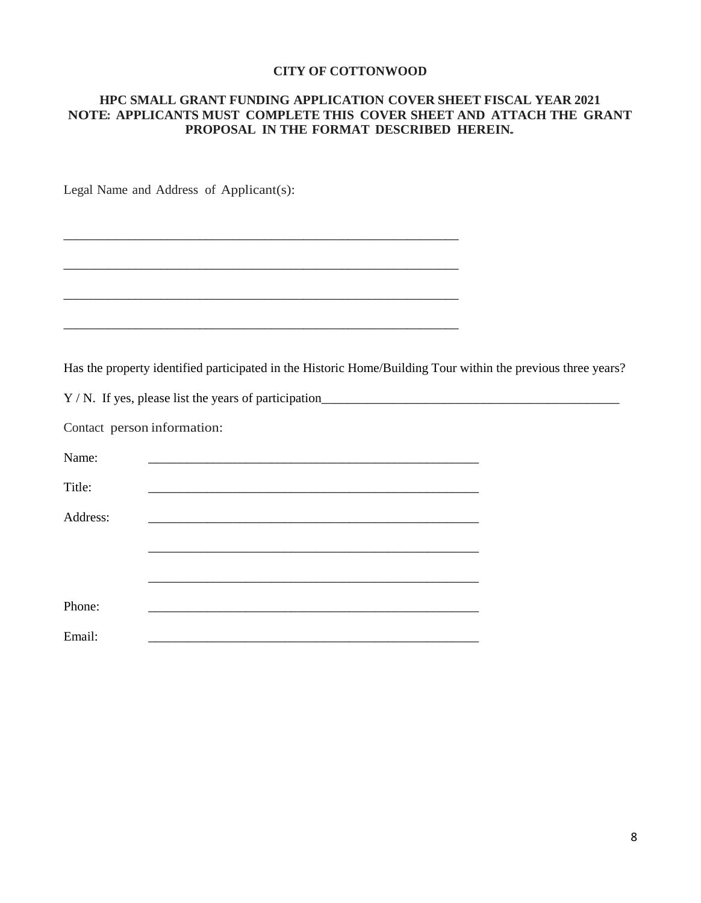**CITY OF COTTONWOOD**

**HPC SMALL GRANT FUNDING APPLICATION COVER SHEET FISCAL YEAR 2021**
**NOTE: APPLICANTS MUST COMPLETE THIS COVER SHEET AND ATTACH THE GRANT PROPOSAL IN THE FORMAT DESCRIBED HEREIN.**

Legal Name and Address of Applicant(s):

______________________________________________________________

______________________________________________________________

______________________________________________________________

______________________________________________________________

Has the property identified participated in the Historic Home/Building Tour within the previous three years?

Y / N. If yes, please list the years of participation______________________________________________

Contact person information:

Name: ____________________________________________________

Title: ____________________________________________________

Address: ____________________________________________________

____________________________________________________

____________________________________________________

Phone: ____________________________________________________

Email: ____________________________________________________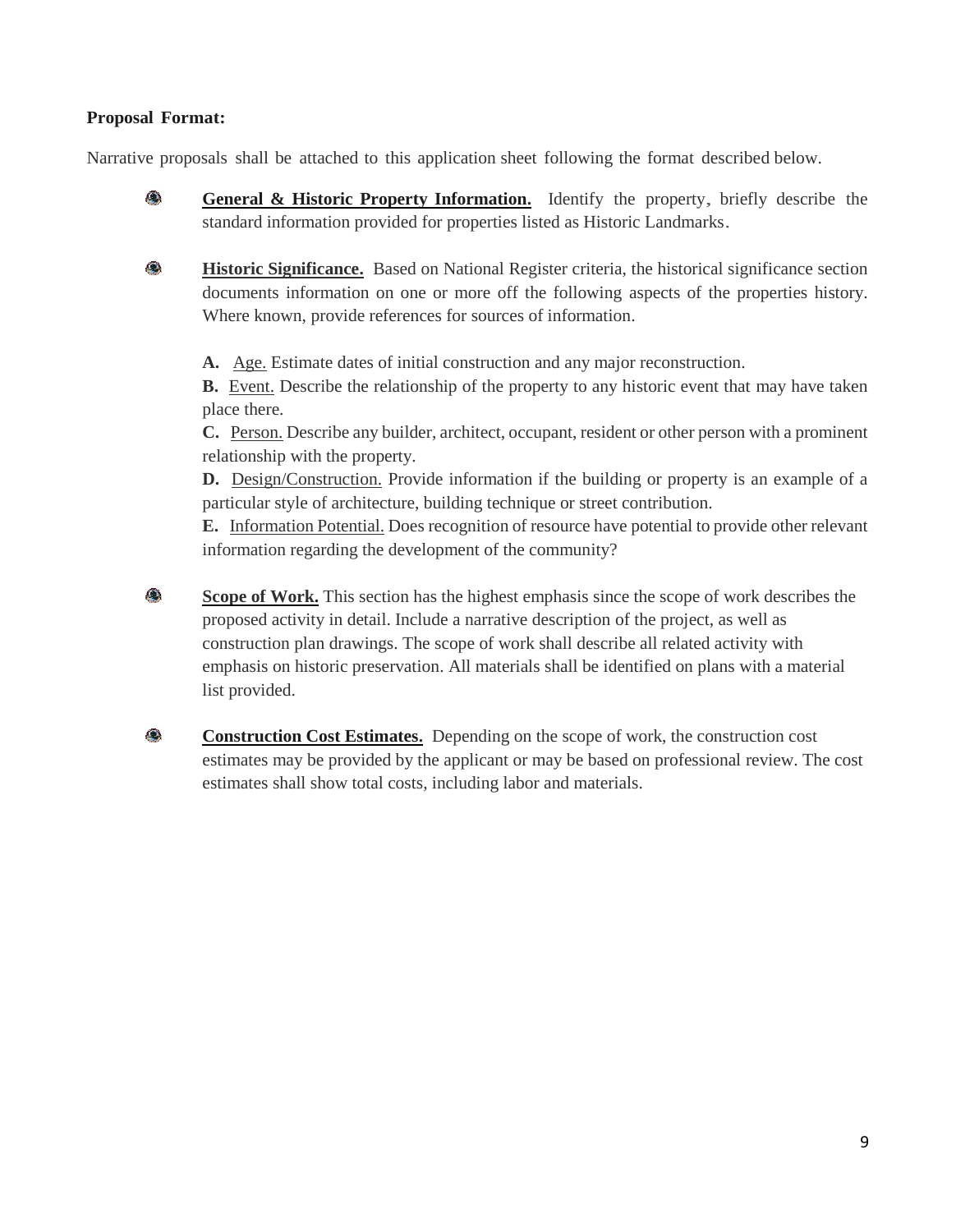**Proposal Format:**

Narrative proposals shall be attached to this application sheet following the format described below.

- **General & Historic Property Information.** Identify the property, briefly describe the standard information provided for properties listed as Historic Landmarks.

- **Historic Significance.** Based on National Register criteria, the historical significance section documents information on one or more off the following aspects of the properties history. Where known, provide references for sources of information.

  **A.** Age. Estimate dates of initial construction and any major reconstruction.
  **B.** Event. Describe the relationship of the property to any historic event that may have taken place there.
  **C.** Person. Describe any builder, architect, occupant, resident or other person with a prominent relationship with the property.
  **D.** Design/Construction. Provide information if the building or property is an example of a particular style of architecture, building technique or street contribution.
  **E.** Information Potential. Does recognition of resource have potential to provide other relevant information regarding the development of the community?

- **Scope of Work.** This section has the highest emphasis since the scope of work describes the proposed activity in detail. Include a narrative description of the project, as well as construction plan drawings. The scope of work shall describe all related activity with emphasis on historic preservation. All materials shall be identified on plans with a material list provided.

- **Construction Cost Estimates.** Depending on the scope of work, the construction cost estimates may be provided by the applicant or may be based on professional review. The cost estimates shall show total costs, including labor and materials.